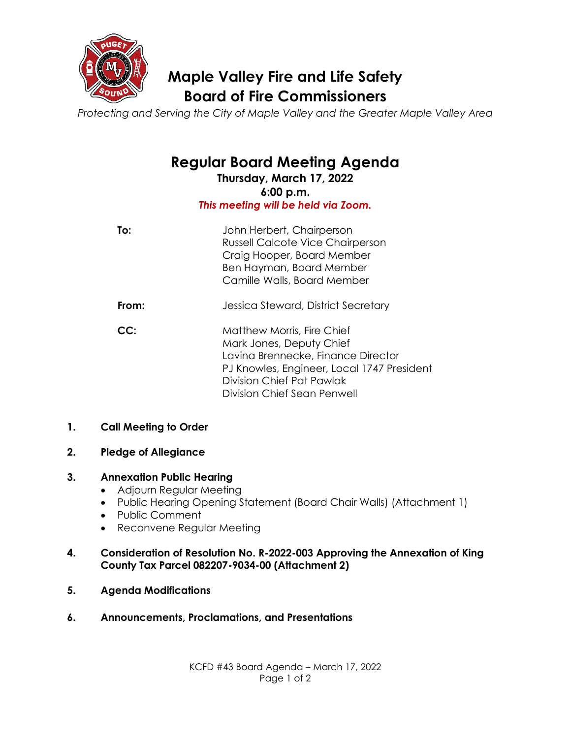# Maple Valley Fire and Life Safety
# Board of Fire Commissioners

*Protecting and Serving the City of Maple Valley and the Greater Maple Valley Area*

## Regular Board Meeting Agenda

**Thursday, March 17, 2022**
**6:00 p.m.**
***This meeting will be held via Zoom.***

**To:** John Herbert, Chairperson
Russell Calcote Vice Chairperson
Craig Hooper, Board Member
Ben Hayman, Board Member
Camille Walls, Board Member

**From:** Jessica Steward, District Secretary

**CC:** Matthew Morris, Fire Chief
Mark Jones, Deputy Chief
Lavina Brennecke, Finance Director
PJ Knowles, Engineer, Local 1747 President
Division Chief Pat Pawlak
Division Chief Sean Penwell

**1. Call Meeting to Order**

**2. Pledge of Allegiance**

**3. Annexation Public Hearing**

- Adjourn Regular Meeting
- Public Hearing Opening Statement (Board Chair Walls) (Attachment 1)
- Public Comment
- Reconvene Regular Meeting

**4. Consideration of Resolution No. R-2022-003 Approving the Annexation of King County Tax Parcel 082207-9034-00 (Attachment 2)**

**5. Agenda Modifications**

**6. Announcements, Proclamations, and Presentations**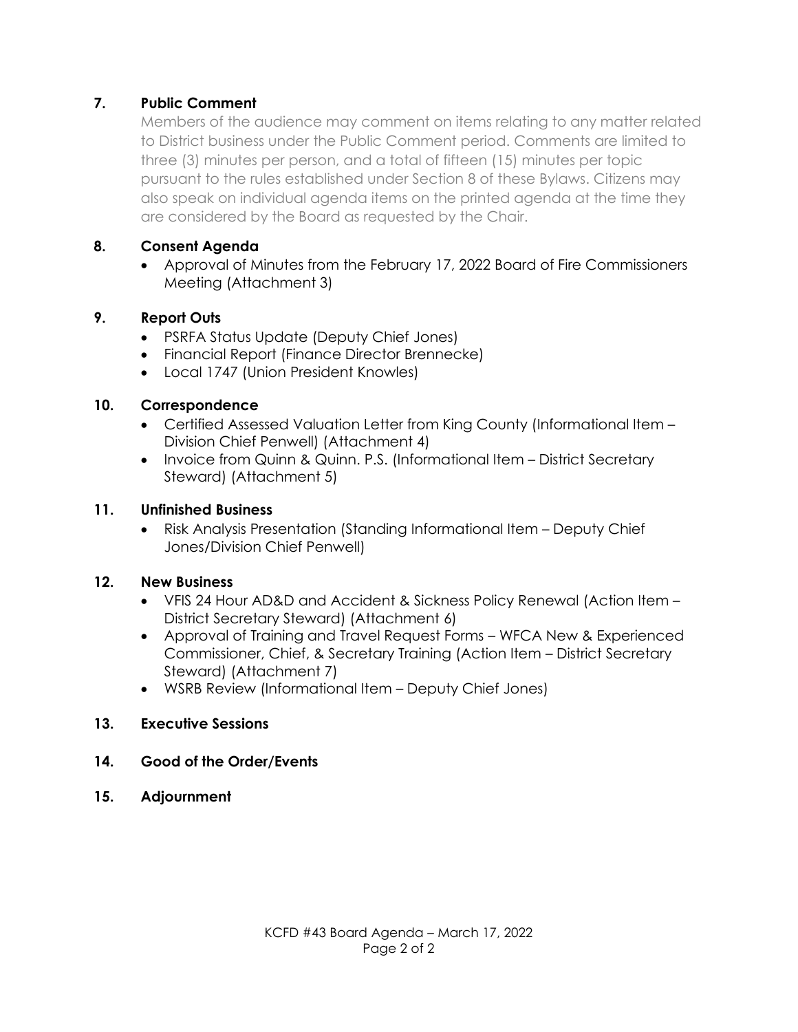## 7. Public Comment

Members of the audience may comment on items relating to any matter related to District business under the Public Comment period. Comments are limited to three (3) minutes per person, and a total of fifteen (15) minutes per topic pursuant to the rules established under Section 8 of these Bylaws. Citizens may also speak on individual agenda items on the printed agenda at the time they are considered by the Board as requested by the Chair.

## 8. Consent Agenda

- Approval of Minutes from the February 17, 2022 Board of Fire Commissioners Meeting (Attachment 3)

## 9. Report Outs

- PSRFA Status Update (Deputy Chief Jones)
- Financial Report (Finance Director Brennecke)
- Local 1747 (Union President Knowles)

## 10. Correspondence

- Certified Assessed Valuation Letter from King County (Informational Item – Division Chief Penwell) (Attachment 4)
- Invoice from Quinn & Quinn. P.S. (Informational Item – District Secretary Steward) (Attachment 5)

## 11. Unfinished Business

- Risk Analysis Presentation (Standing Informational Item – Deputy Chief Jones/Division Chief Penwell)

## 12. New Business

- VFIS 24 Hour AD&D and Accident & Sickness Policy Renewal (Action Item – District Secretary Steward) (Attachment 6)
- Approval of Training and Travel Request Forms – WFCA New & Experienced Commissioner, Chief, & Secretary Training (Action Item – District Secretary Steward) (Attachment 7)
- WSRB Review (Informational Item – Deputy Chief Jones)

## 13. Executive Sessions

## 14. Good of the Order/Events

## 15. Adjournment